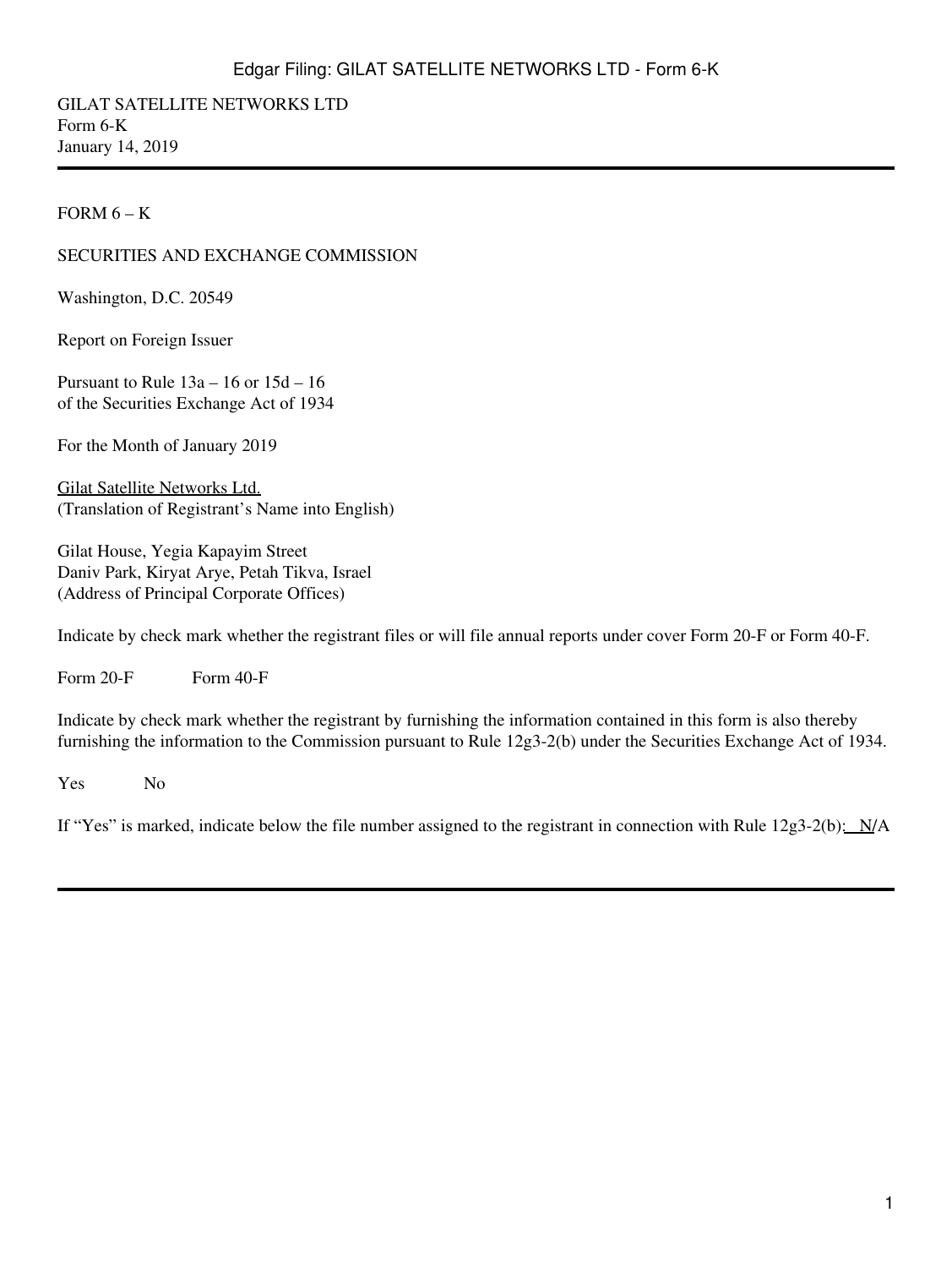GILAT SATELLITE NETWORKS LTD
Form 6-K
January 14, 2019

---

FORM 6 – K

SECURITIES AND EXCHANGE COMMISSION

Washington, D.C. 20549

Report on Foreign Issuer

Pursuant to Rule 13a – 16 or 15d – 16
of the Securities Exchange Act of 1934

For the Month of January 2019

Gilat Satellite Networks Ltd.
(Translation of Registrant's Name into English)

Gilat House, Yegia Kapayim Street
Daniv Park, Kiryat Arye, Petah Tikva, Israel
(Address of Principal Corporate Offices)

Indicate by check mark whether the registrant files or will file annual reports under cover Form 20-F or Form 40-F.

Form 20-F Form 40-F

Indicate by check mark whether the registrant by furnishing the information contained in this form is also thereby furnishing the information to the Commission pursuant to Rule 12g3-2(b) under the Securities Exchange Act of 1934.

Yes No

If "Yes" is marked, indicate below the file number assigned to the registrant in connection with Rule 12g3-2(b): N/A

---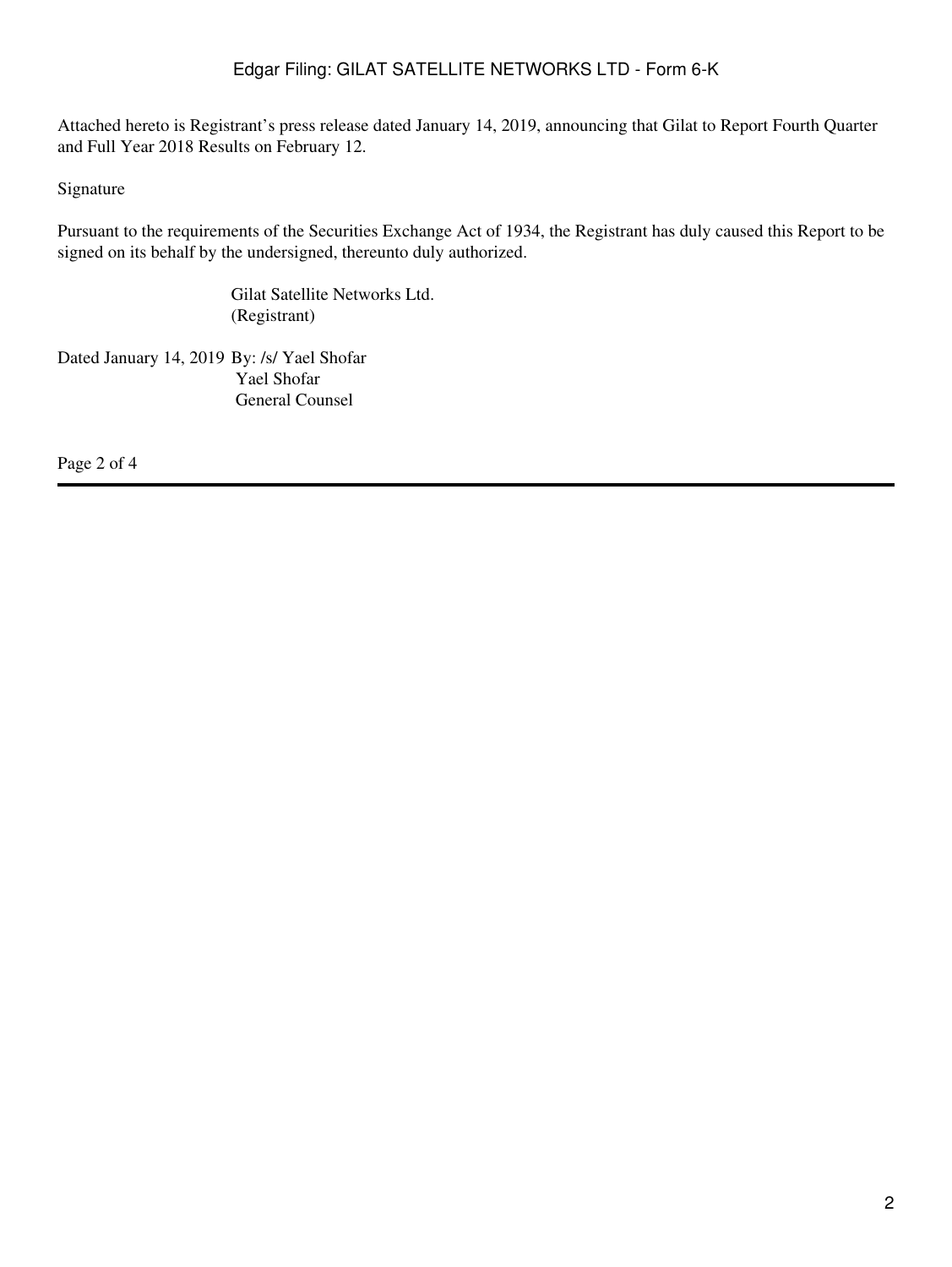Attached hereto is Registrant's press release dated January 14, 2019, announcing that Gilat to Report Fourth Quarter and Full Year 2018 Results on February 12.

Signature

Pursuant to the requirements of the Securities Exchange Act of 1934, the Registrant has duly caused this Report to be signed on its behalf by the undersigned, thereunto duly authorized.

Gilat Satellite Networks Ltd.
(Registrant)

Dated January 14, 2019 By: /s/ Yael Shofar
Yael Shofar
General Counsel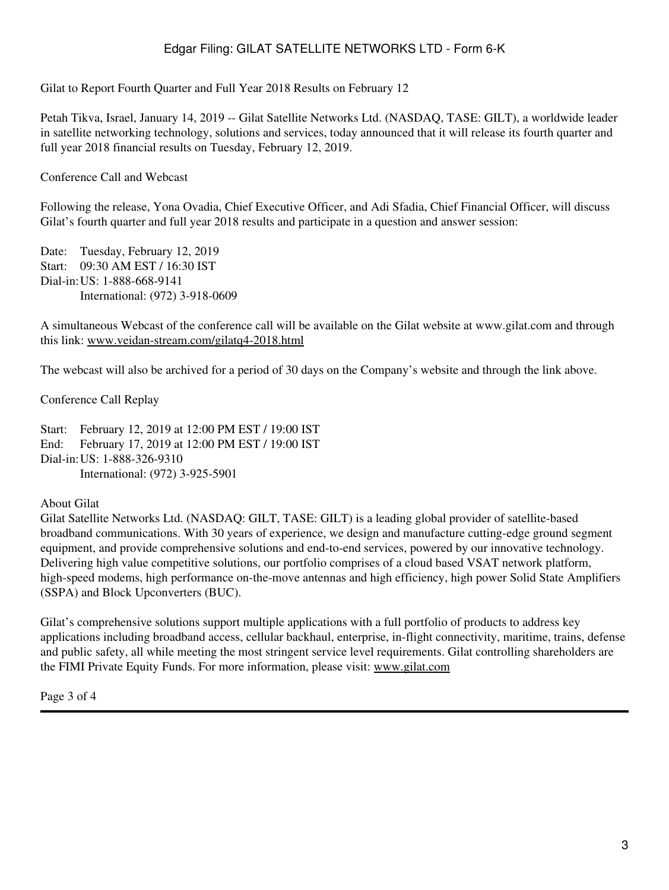Gilat to Report Fourth Quarter and Full Year 2018 Results on February 12

Petah Tikva, Israel, January 14, 2019 -- Gilat Satellite Networks Ltd. (NASDAQ, TASE: GILT), a worldwide leader in satellite networking technology, solutions and services, today announced that it will release its fourth quarter and full year 2018 financial results on Tuesday, February 12, 2019.

Conference Call and Webcast

Following the release, Yona Ovadia, Chief Executive Officer, and Adi Sfadia, Chief Financial Officer, will discuss Gilat's fourth quarter and full year 2018 results and participate in a question and answer session:

Date: Tuesday, February 12, 2019
Start: 09:30 AM EST / 16:30 IST
Dial-in: US: 1-888-668-9141
International: (972) 3-918-0609

A simultaneous Webcast of the conference call will be available on the Gilat website at www.gilat.com and through this link: www.veidan-stream.com/gilatq4-2018.html

The webcast will also be archived for a period of 30 days on the Company's website and through the link above.

Conference Call Replay

Start: February 12, 2019 at 12:00 PM EST / 19:00 IST
End: February 17, 2019 at 12:00 PM EST / 19:00 IST
Dial-in: US: 1-888-326-9310
International: (972) 3-925-5901

About Gilat

Gilat Satellite Networks Ltd. (NASDAQ: GILT, TASE: GILT) is a leading global provider of satellite-based broadband communications. With 30 years of experience, we design and manufacture cutting-edge ground segment equipment, and provide comprehensive solutions and end-to-end services, powered by our innovative technology. Delivering high value competitive solutions, our portfolio comprises of a cloud based VSAT network platform, high-speed modems, high performance on-the-move antennas and high efficiency, high power Solid State Amplifiers (SSPA) and Block Upconverters (BUC).

Gilat's comprehensive solutions support multiple applications with a full portfolio of products to address key applications including broadband access, cellular backhaul, enterprise, in-flight connectivity, maritime, trains, defense and public safety, all while meeting the most stringent service level requirements. Gilat controlling shareholders are the FIMI Private Equity Funds. For more information, please visit: www.gilat.com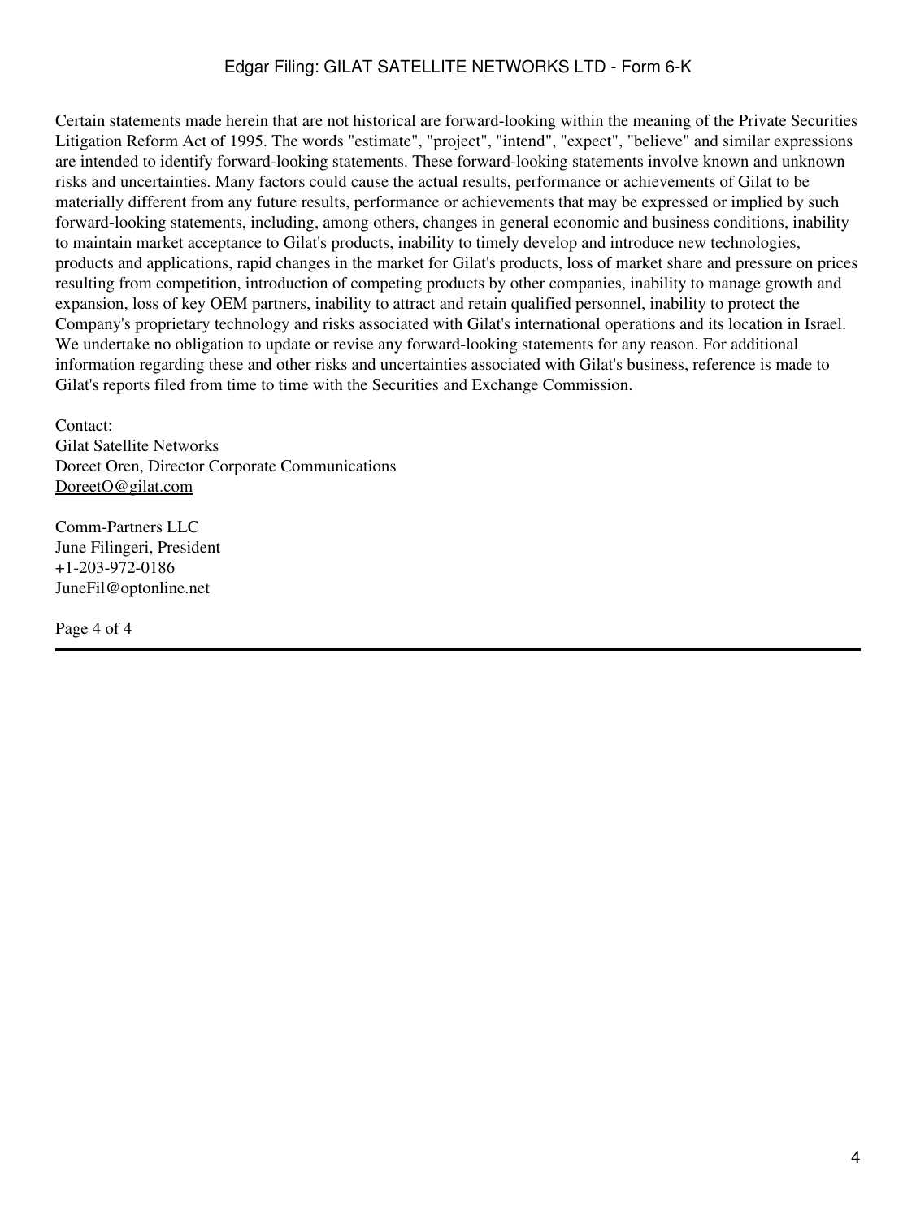Certain statements made herein that are not historical are forward-looking within the meaning of the Private Securities Litigation Reform Act of 1995. The words "estimate", "project", "intend", "expect", "believe" and similar expressions are intended to identify forward-looking statements. These forward-looking statements involve known and unknown risks and uncertainties. Many factors could cause the actual results, performance or achievements of Gilat to be materially different from any future results, performance or achievements that may be expressed or implied by such forward-looking statements, including, among others, changes in general economic and business conditions, inability to maintain market acceptance to Gilat's products, inability to timely develop and introduce new technologies, products and applications, rapid changes in the market for Gilat's products, loss of market share and pressure on prices resulting from competition, introduction of competing products by other companies, inability to manage growth and expansion, loss of key OEM partners, inability to attract and retain qualified personnel, inability to protect the Company's proprietary technology and risks associated with Gilat's international operations and its location in Israel. We undertake no obligation to update or revise any forward-looking statements for any reason. For additional information regarding these and other risks and uncertainties associated with Gilat's business, reference is made to Gilat's reports filed from time to time with the Securities and Exchange Commission.

Contact:
Gilat Satellite Networks
Doreet Oren, Director Corporate Communications
DoreetO@gilat.com

Comm-Partners LLC
June Filingeri, President
+1-203-972-0186
JuneFil@optonline.net